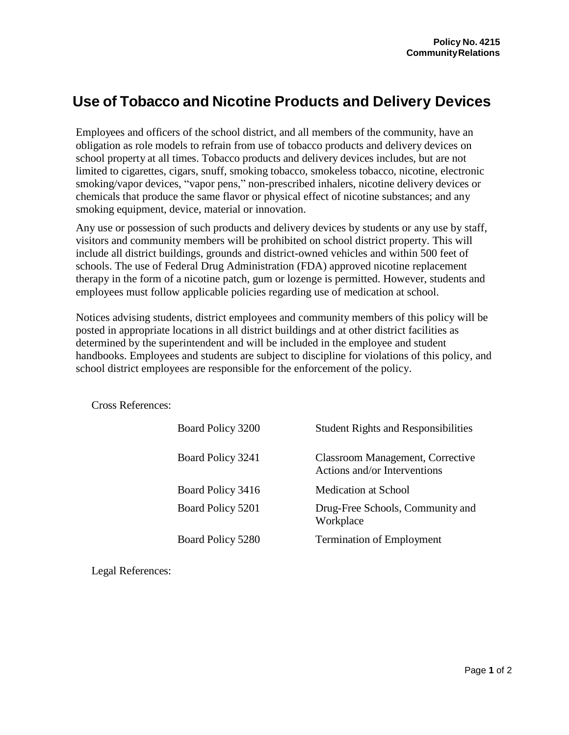**Policy No. 4215**
**Community Relations**

# Use of Tobacco and Nicotine Products and Delivery Devices

Employees and officers of the school district, and all members of the community, have an obligation as role models to refrain from use of tobacco products and delivery devices on school property at all times. Tobacco products and delivery devices includes, but are not limited to cigarettes, cigars, snuff, smoking tobacco, smokeless tobacco, nicotine, electronic smoking/vapor devices, "vapor pens," non-prescribed inhalers, nicotine delivery devices or chemicals that produce the same flavor or physical effect of nicotine substances; and any smoking equipment, device, material or innovation.

Any use or possession of such products and delivery devices by students or any use by staff, visitors and community members will be prohibited on school district property. This will include all district buildings, grounds and district-owned vehicles and within 500 feet of schools. The use of Federal Drug Administration (FDA) approved nicotine replacement therapy in the form of a nicotine patch, gum or lozenge is permitted. However, students and employees must follow applicable policies regarding use of medication at school.

Notices advising students, district employees and community members of this policy will be posted in appropriate locations in all district buildings and at other district facilities as determined by the superintendent and will be included in the employee and student handbooks. Employees and students are subject to discipline for violations of this policy, and school district employees are responsible for the enforcement of the policy.

Cross References:

| | |
|---|---|
| Board Policy 3200 | Student Rights and Responsibilities |
| Board Policy 3241 | Classroom Management, Corrective Actions and/or Interventions |
| Board Policy 3416 | Medication at School |
| Board Policy 5201 | Drug-Free Schools, Community and Workplace |
| Board Policy 5280 | Termination of Employment |

Legal References: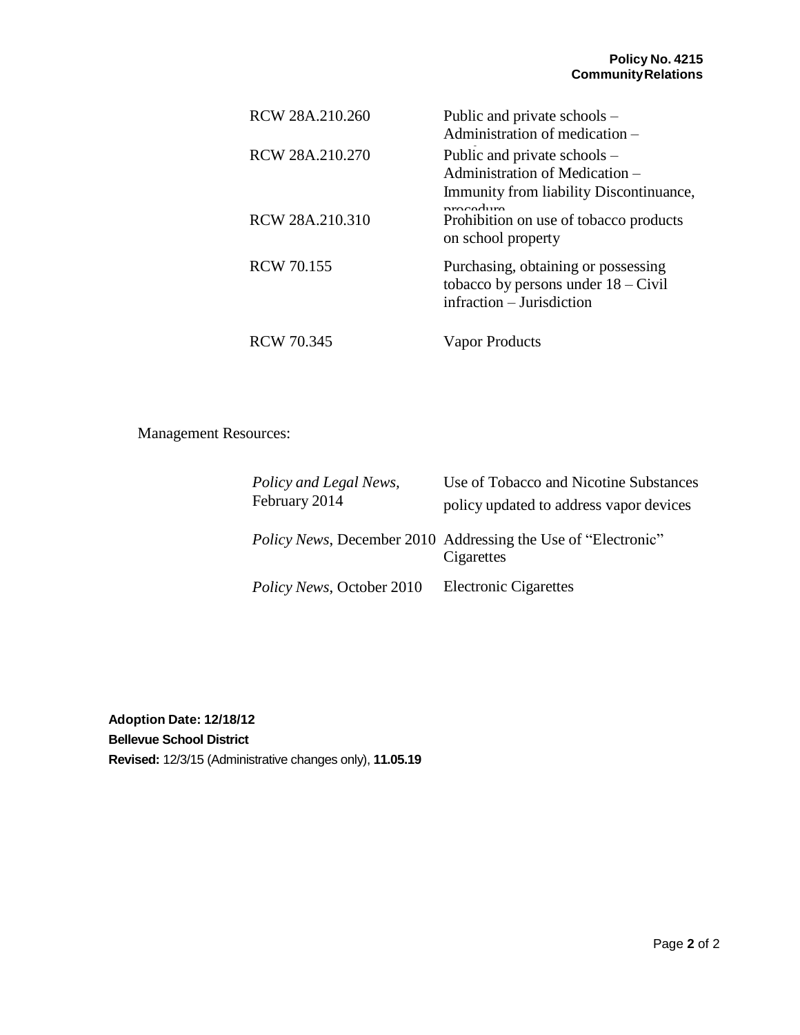| | |
|---|---|
| RCW 28A.210.260 | Public and private schools – Administration of medication – |
| RCW 28A.210.270 | Public and private schools – Administration of Medication – Immunity from liability Discontinuance, procedure |
| RCW 28A.210.310 | Prohibition on use of tobacco products on school property |
| RCW 70.155 | Purchasing, obtaining or possessing tobacco by persons under 18 – Civil infraction – Jurisdiction |
| RCW 70.345 | Vapor Products |

Management Resources:

| | |
|---|---|
| *Policy and Legal News,* February 2014 | Use of Tobacco and Nicotine Substances policy updated to address vapor devices |
| *Policy News*, December 2010 | Addressing the Use of "Electronic" Cigarettes |
| *Policy News*, October 2010 | Electronic Cigarettes |

**Adoption Date: 12/18/12**
**Bellevue School District**
**Revised:** 12/3/15 (Administrative changes only), **11.05.19**